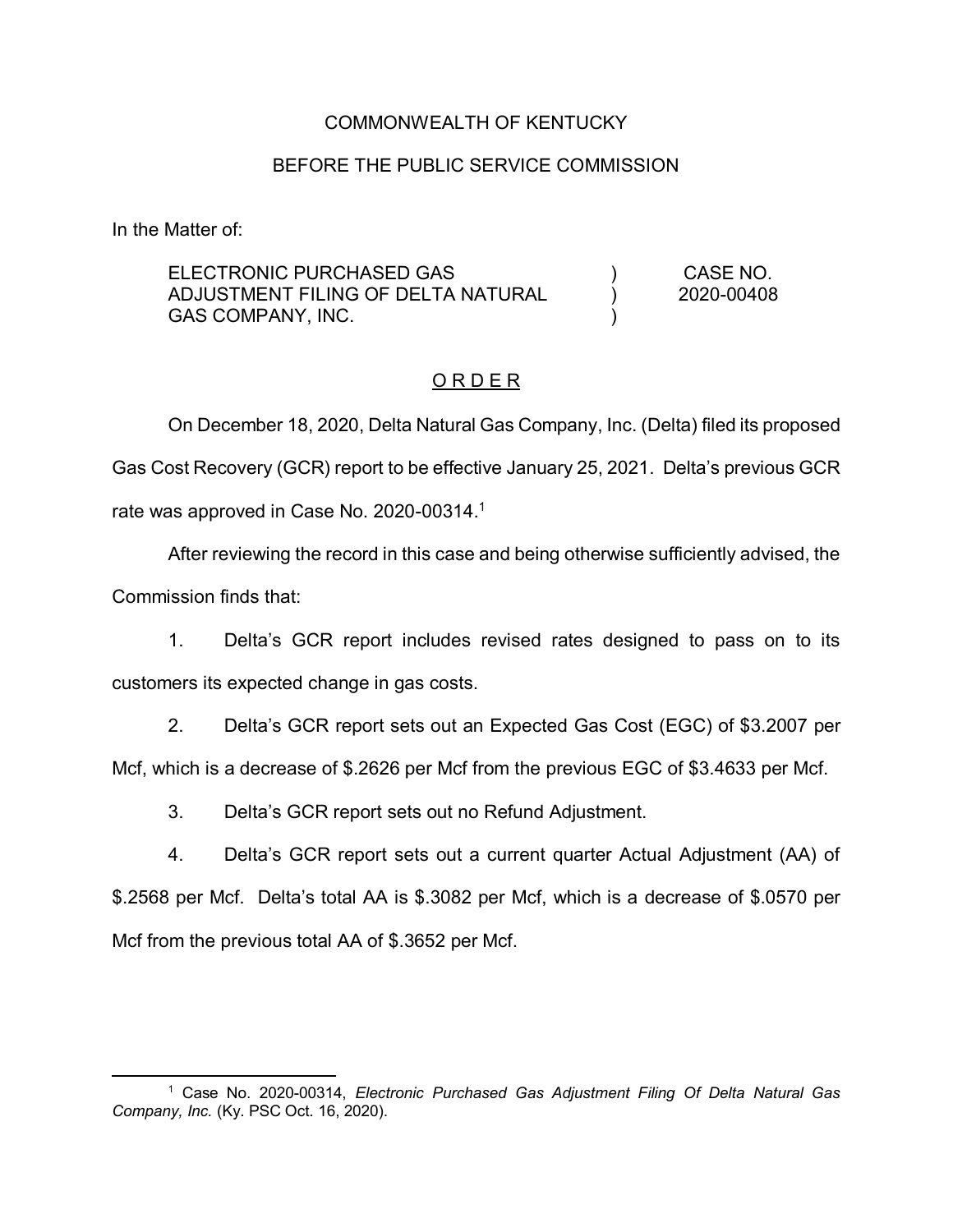COMMONWEALTH OF KENTUCKY

BEFORE THE PUBLIC SERVICE COMMISSION

In the Matter of:

| | | |
|---|---|---|
| ELECTRONIC PURCHASED GAS ADJUSTMENT FILING OF DELTA NATURAL GAS COMPANY, INC. | ) ) ) | CASE NO. 2020-00408 |

## O R D E R

On December 18, 2020, Delta Natural Gas Company, Inc. (Delta) filed its proposed Gas Cost Recovery (GCR) report to be effective January 25, 2021. Delta's previous GCR rate was approved in Case No. 2020-00314.[1]

After reviewing the record in this case and being otherwise sufficiently advised, the Commission finds that:

1. Delta's GCR report includes revised rates designed to pass on to its customers its expected change in gas costs.

2. Delta's GCR report sets out an Expected Gas Cost (EGC) of $3.2007 per Mcf, which is a decrease of $.2626 per Mcf from the previous EGC of $3.4633 per Mcf.

3. Delta's GCR report sets out no Refund Adjustment.

4. Delta's GCR report sets out a current quarter Actual Adjustment (AA) of $.2568 per Mcf. Delta's total AA is $.3082 per Mcf, which is a decrease of $.0570 per Mcf from the previous total AA of $.3652 per Mcf.

---

[1] Case No. 2020-00314, *Electronic Purchased Gas Adjustment Filing Of Delta Natural Gas Company, Inc.* (Ky. PSC Oct. 16, 2020).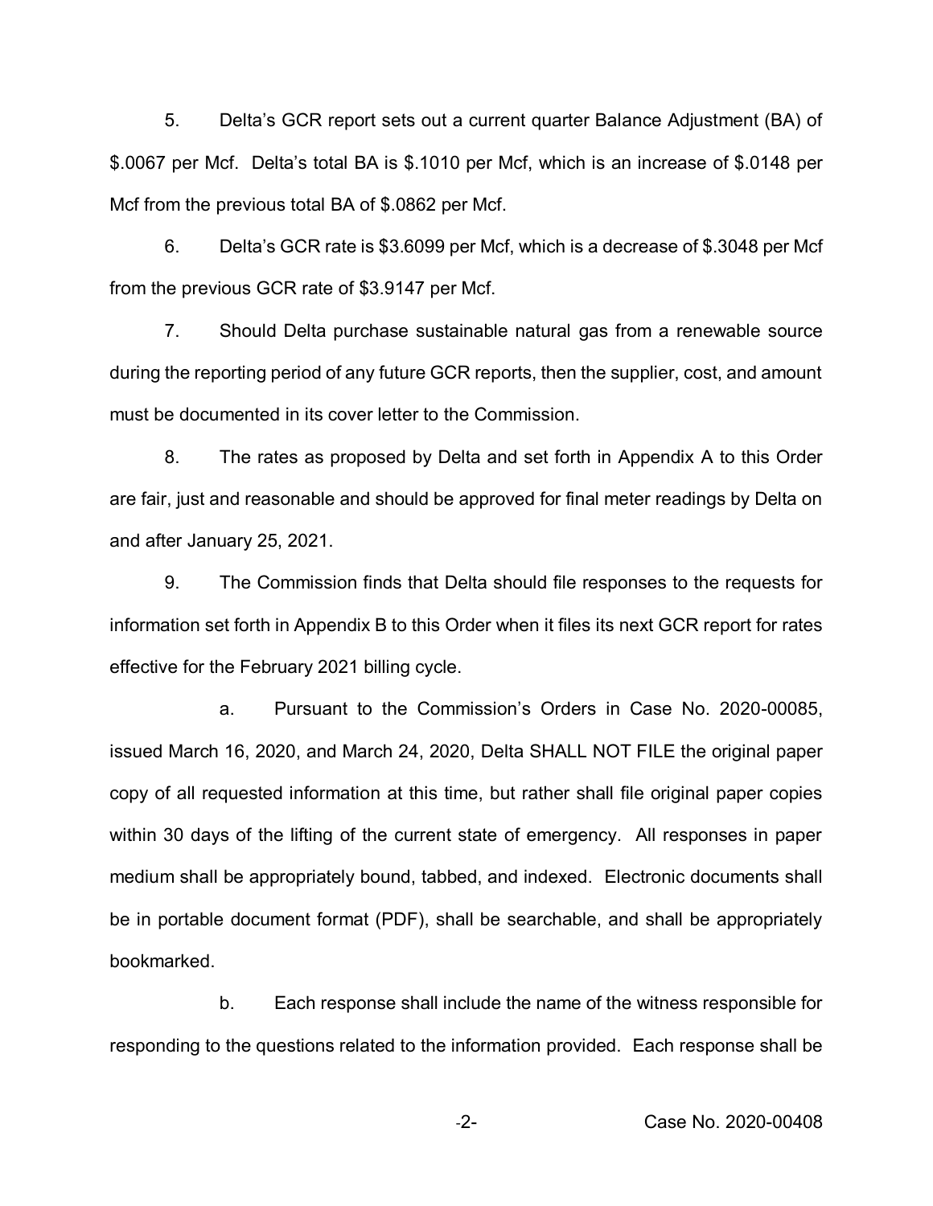5. Delta's GCR report sets out a current quarter Balance Adjustment (BA) of $.0067 per Mcf. Delta's total BA is $.1010 per Mcf, which is an increase of $.0148 per Mcf from the previous total BA of $.0862 per Mcf.

6. Delta's GCR rate is $3.6099 per Mcf, which is a decrease of $.3048 per Mcf from the previous GCR rate of $3.9147 per Mcf.

7. Should Delta purchase sustainable natural gas from a renewable source during the reporting period of any future GCR reports, then the supplier, cost, and amount must be documented in its cover letter to the Commission.

8. The rates as proposed by Delta and set forth in Appendix A to this Order are fair, just and reasonable and should be approved for final meter readings by Delta on and after January 25, 2021.

9. The Commission finds that Delta should file responses to the requests for information set forth in Appendix B to this Order when it files its next GCR report for rates effective for the February 2021 billing cycle.

   a. Pursuant to the Commission's Orders in Case No. 2020-00085, issued March 16, 2020, and March 24, 2020, Delta SHALL NOT FILE the original paper copy of all requested information at this time, but rather shall file original paper copies within 30 days of the lifting of the current state of emergency. All responses in paper medium shall be appropriately bound, tabbed, and indexed. Electronic documents shall be in portable document format (PDF), shall be searchable, and shall be appropriately bookmarked.

   b. Each response shall include the name of the witness responsible for responding to the questions related to the information provided. Each response shall be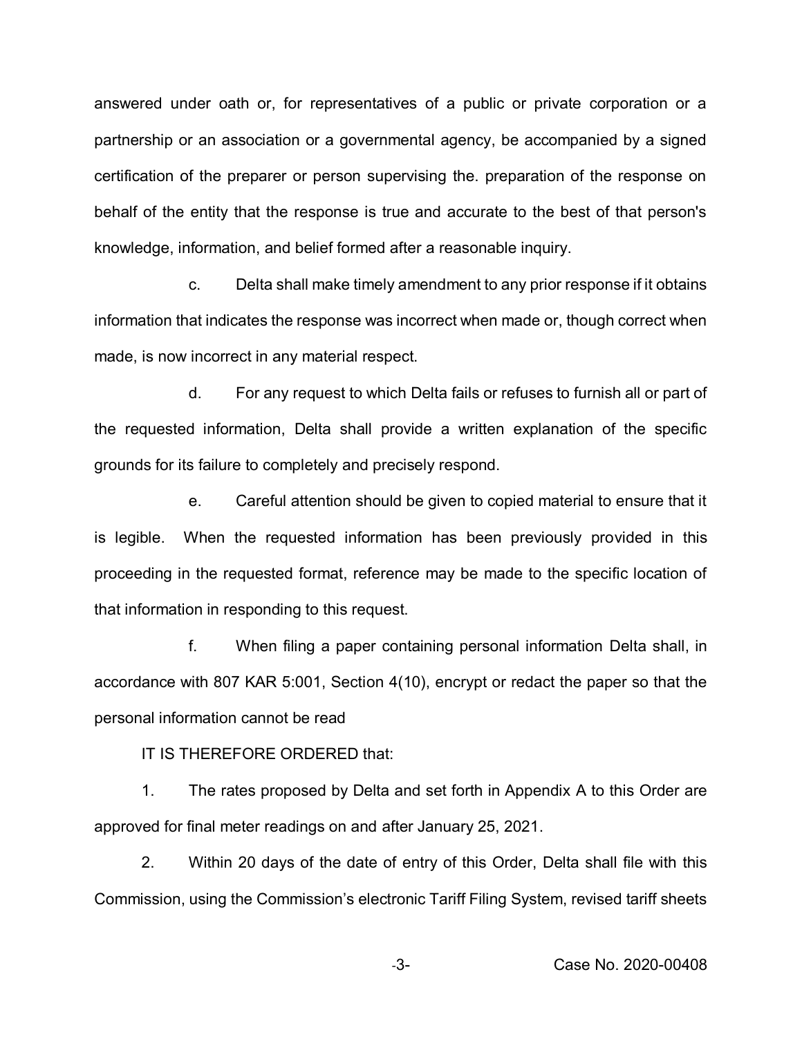answered under oath or, for representatives of a public or private corporation or a partnership or an association or a governmental agency, be accompanied by a signed certification of the preparer or person supervising the. preparation of the response on behalf of the entity that the response is true and accurate to the best of that person's knowledge, information, and belief formed after a reasonable inquiry.

c. Delta shall make timely amendment to any prior response if it obtains information that indicates the response was incorrect when made or, though correct when made, is now incorrect in any material respect.

d. For any request to which Delta fails or refuses to furnish all or part of the requested information, Delta shall provide a written explanation of the specific grounds for its failure to completely and precisely respond.

e. Careful attention should be given to copied material to ensure that it is legible. When the requested information has been previously provided in this proceeding in the requested format, reference may be made to the specific location of that information in responding to this request.

f. When filing a paper containing personal information Delta shall, in accordance with 807 KAR 5:001, Section 4(10), encrypt or redact the paper so that the personal information cannot be read

IT IS THEREFORE ORDERED that:

1. The rates proposed by Delta and set forth in Appendix A to this Order are approved for final meter readings on and after January 25, 2021.

2. Within 20 days of the date of entry of this Order, Delta shall file with this Commission, using the Commission's electronic Tariff Filing System, revised tariff sheets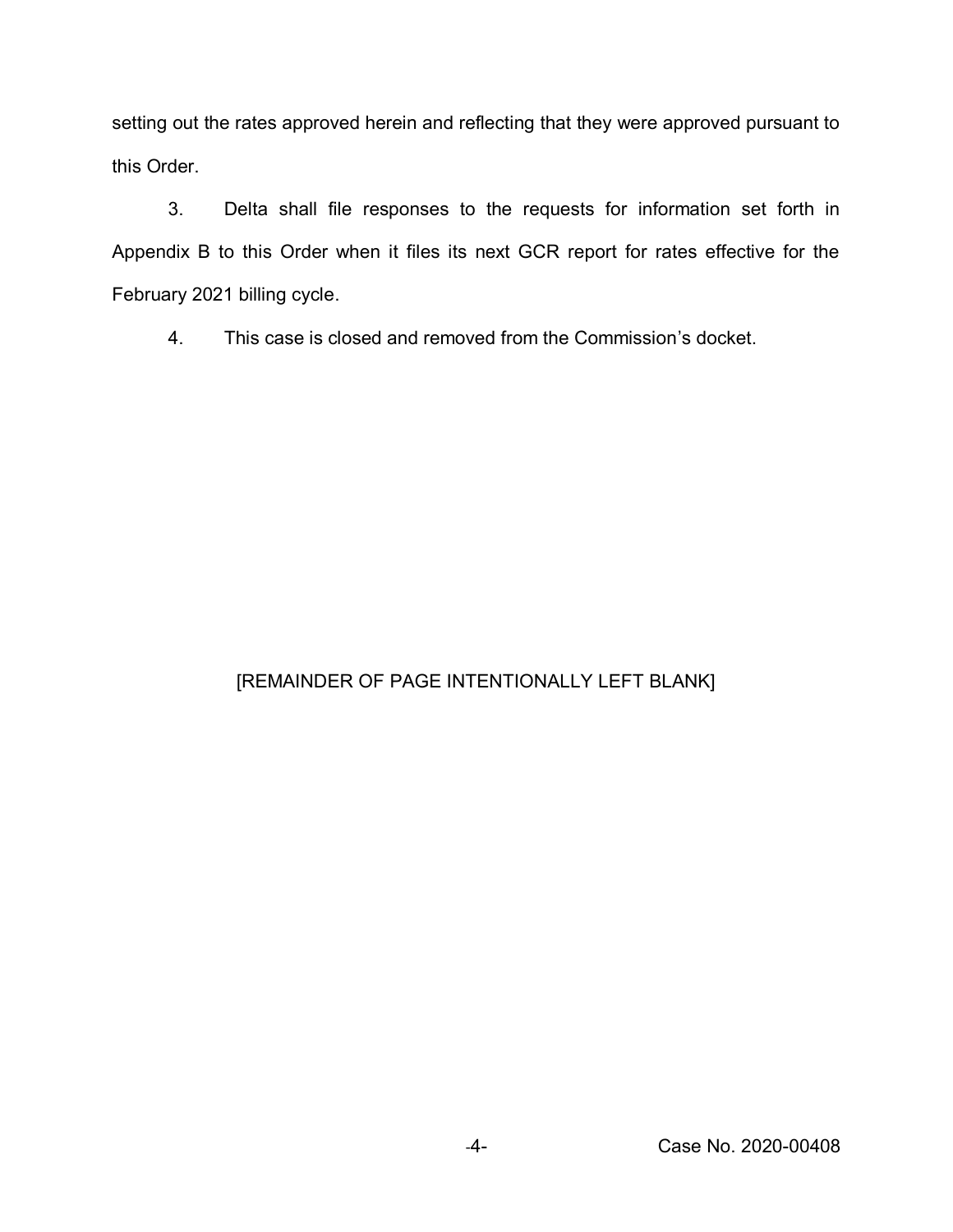setting out the rates approved herein and reflecting that they were approved pursuant to this Order.

3. Delta shall file responses to the requests for information set forth in Appendix B to this Order when it files its next GCR report for rates effective for the February 2021 billing cycle.

4. This case is closed and removed from the Commission's docket.

[REMAINDER OF PAGE INTENTIONALLY LEFT BLANK]

Case No. 2020-00408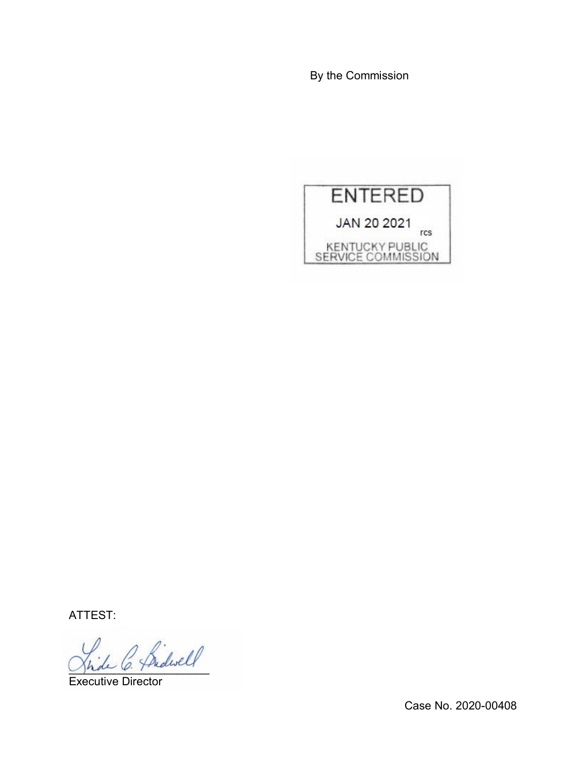By the Commission

ENTERED

JAN 20 2021

rcs

KENTUCKY PUBLIC SERVICE COMMISSION

ATTEST:

Executive Director

Case No. 2020-00408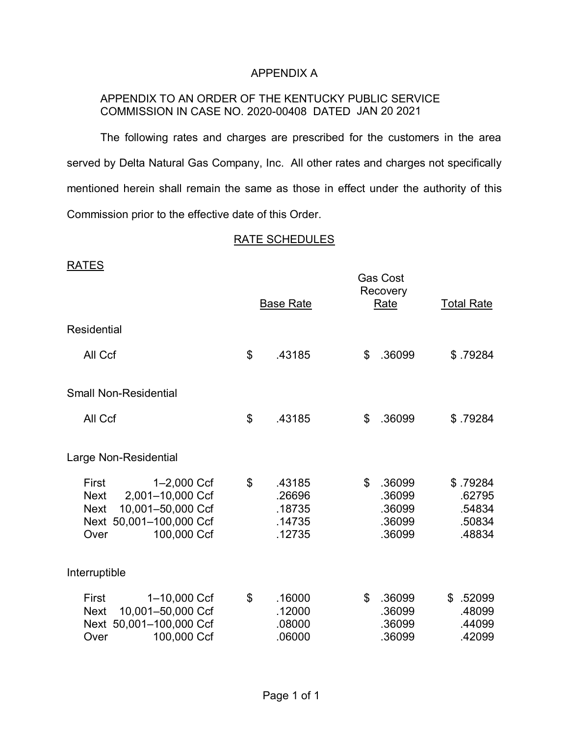# APPENDIX A

APPENDIX TO AN ORDER OF THE KENTUCKY PUBLIC SERVICE COMMISSION IN CASE NO. 2020-00408 DATED JAN 20 2021

The following rates and charges are prescribed for the customers in the area served by Delta Natural Gas Company, Inc. All other rates and charges not specifically mentioned herein shall remain the same as those in effect under the authority of this Commission prior to the effective date of this Order.

## RATE SCHEDULES

### RATES

| | Base Rate | Gas Cost Recovery Rate | Total Rate |
|---|---|---|---|
| **Residential** | | | |
| All Ccf | $ .43185 | $ .36099 | $ .79284 |
| **Small Non-Residential** | | | |
| All Ccf | $ .43185 | $ .36099 | $ .79284 |
| **Large Non-Residential** | | | |
| First 1–2,000 Ccf | $ .43185 | $ .36099 | $ .79284 |
| Next 2,001–10,000 Ccf | .26696 | .36099 | .62795 |
| Next 10,001–50,000 Ccf | .18735 | .36099 | .54834 |
| Next 50,001–100,000 Ccf | .14735 | .36099 | .50834 |
| Over 100,000 Ccf | .12735 | .36099 | .48834 |
| **Interruptible** | | | |
| First 1–10,000 Ccf | $ .16000 | $ .36099 | $ .52099 |
| Next 10,001–50,000 Ccf | .12000 | .36099 | .48099 |
| Next 50,001–100,000 Ccf | .08000 | .36099 | .44099 |
| Over 100,000 Ccf | .06000 | .36099 | .42099 |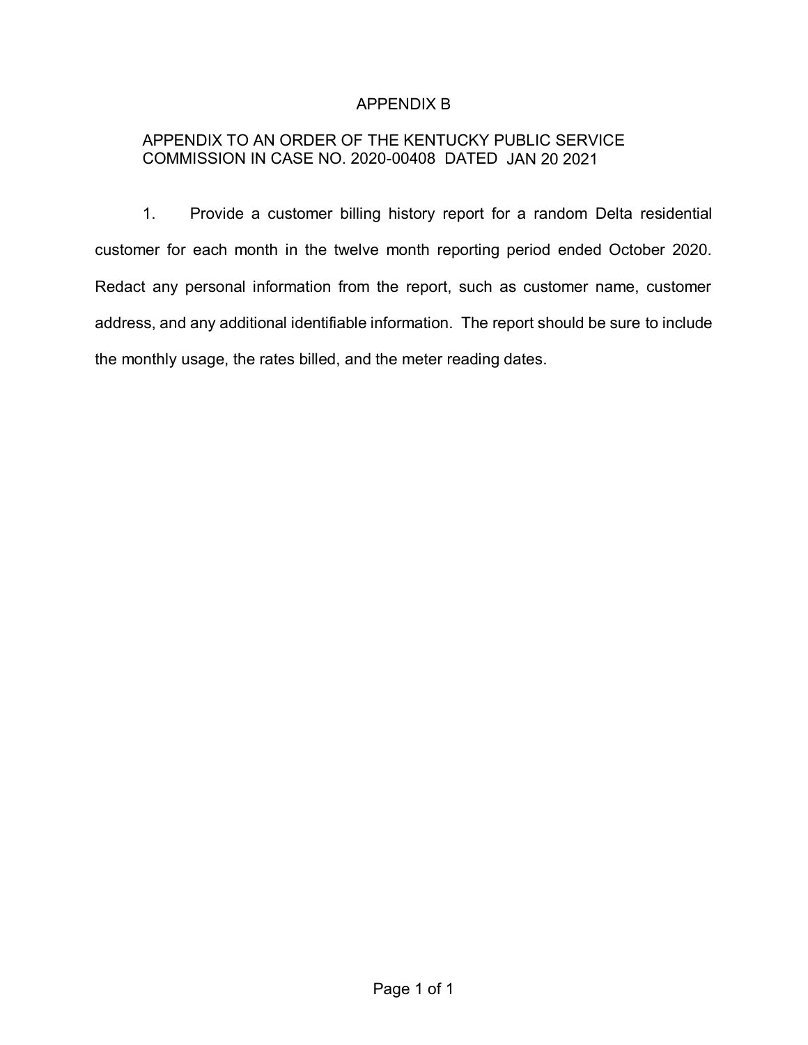# APPENDIX B

## APPENDIX TO AN ORDER OF THE KENTUCKY PUBLIC SERVICE COMMISSION IN CASE NO. 2020-00408 DATED JAN 20 2021

1. Provide a customer billing history report for a random Delta residential customer for each month in the twelve month reporting period ended October 2020. Redact any personal information from the report, such as customer name, customer address, and any additional identifiable information. The report should be sure to include the monthly usage, the rates billed, and the meter reading dates.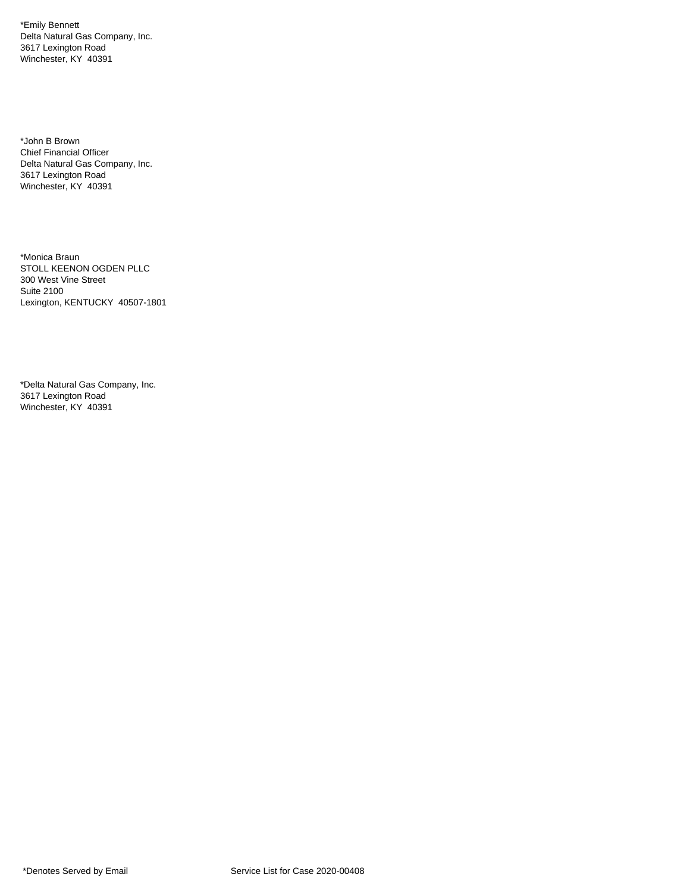*Emily Bennett
Delta Natural Gas Company, Inc.
3617 Lexington Road
Winchester, KY  40391

*John B Brown
Chief Financial Officer
Delta Natural Gas Company, Inc.
3617 Lexington Road
Winchester, KY  40391

*Monica Braun
STOLL KEENON OGDEN PLLC
300 West Vine Street
Suite 2100
Lexington, KENTUCKY  40507-1801

*Delta Natural Gas Company, Inc.
3617 Lexington Road
Winchester, KY  40391

*Denotes Served by Email

Service List for Case 2020-00408